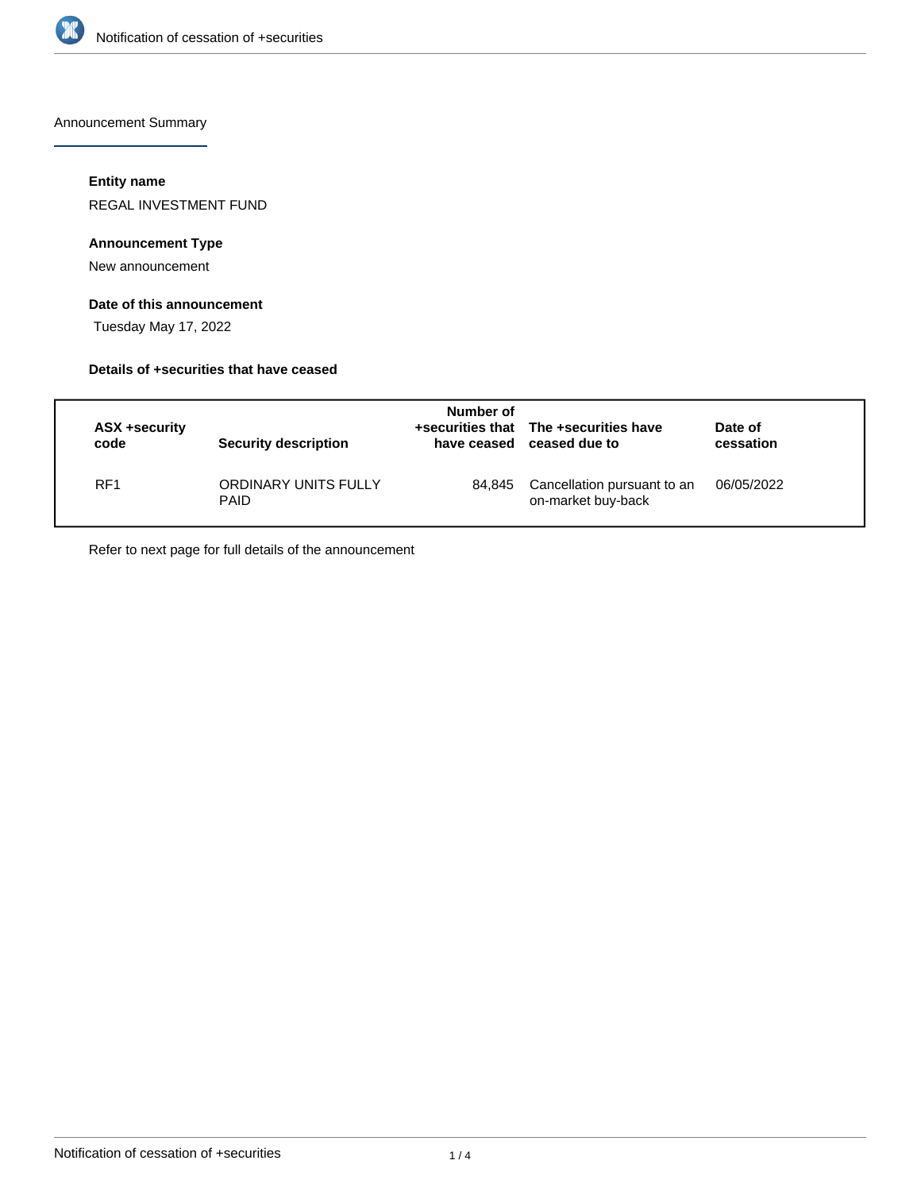Announcement Summary

**Entity name**

REGAL INVESTMENT FUND

**Announcement Type**

New announcement

**Date of this announcement**

Tuesday May 17, 2022

**Details of +securities that have ceased**

| ASX +security code | Security description | Number of +securities that have ceased | The +securities have ceased due to | Date of cessation |
|---|---|---|---|---|
| RF1 | ORDINARY UNITS FULLY PAID | 84,845 | Cancellation pursuant to an on-market buy-back | 06/05/2022 |

Refer to next page for full details of the announcement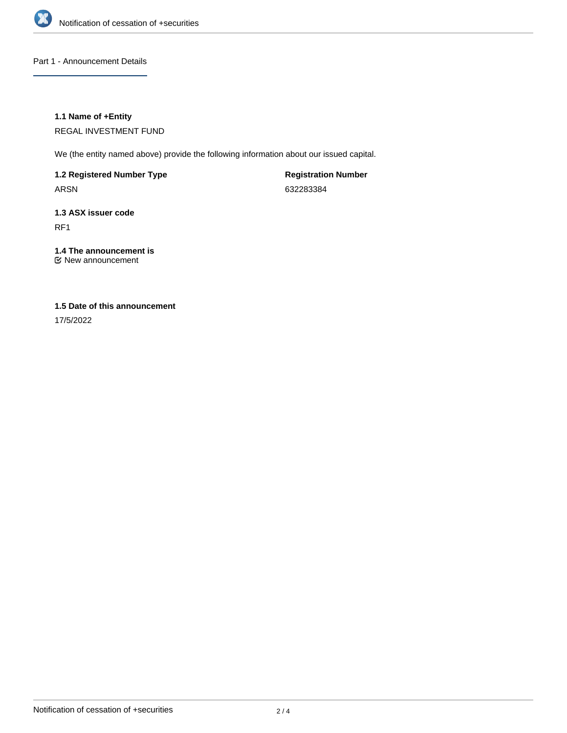Part 1 - Announcement Details

### 1.1 Name of +Entity

REGAL INVESTMENT FUND

We (the entity named above) provide the following information about our issued capital.

**1.2 Registered Number Type**

ARSN

**Registration Number**

632283384

### 1.3 ASX issuer code

RF1

### 1.4 The announcement is

☑ New announcement

### 1.5 Date of this announcement

17/5/2022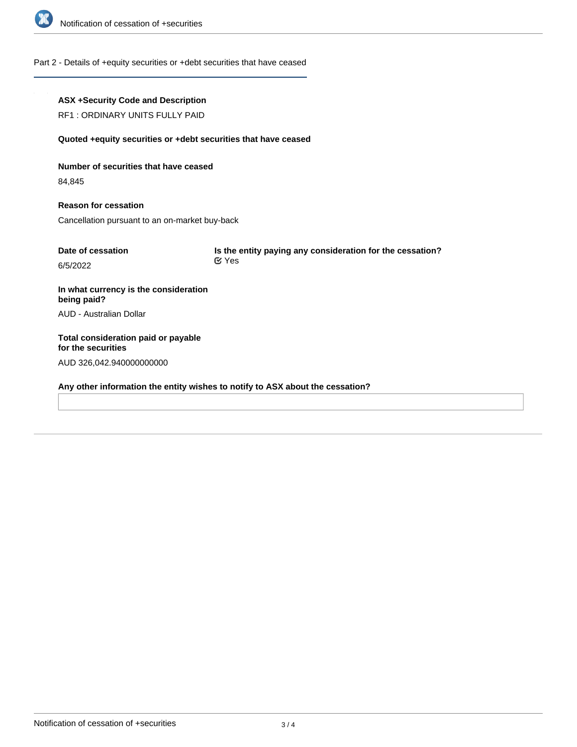## Part 2 - Details of +equity securities or +debt securities that have ceased

**ASX +Security Code and Description**

RF1 : ORDINARY UNITS FULLY PAID

**Quoted +equity securities or +debt securities that have ceased**

**Number of securities that have ceased**

84,845

**Reason for cessation**

Cancellation pursuant to an on-market buy-back

**Date of cessation**

6/5/2022

**Is the entity paying any consideration for the cessation?**

Yes

**In what currency is the consideration being paid?**

AUD - Australian Dollar

**Total consideration paid or payable for the securities**

AUD 326,042.940000000000

**Any other information the entity wishes to notify to ASX about the cessation?**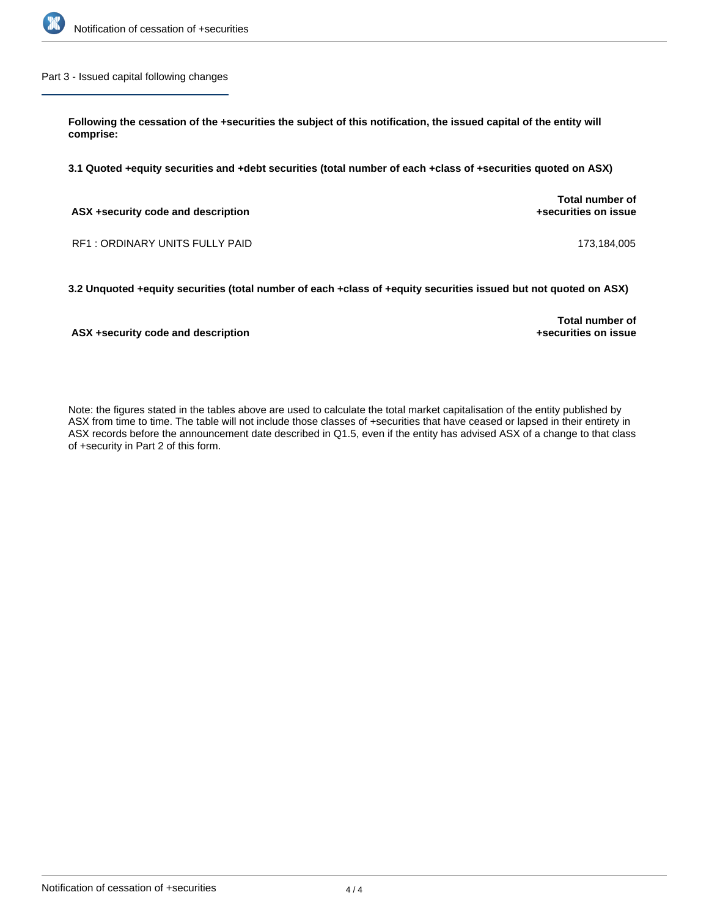## Part 3 - Issued capital following changes

**Following the cessation of the +securities the subject of this notification, the issued capital of the entity will comprise:**

**3.1 Quoted +equity securities and +debt securities (total number of each +class of +securities quoted on ASX)**

| ASX +security code and description | Total number of +securities on issue |
| --- | --- |
| RF1 : ORDINARY UNITS FULLY PAID | 173,184,005 |

**3.2 Unquoted +equity securities (total number of each +class of +equity securities issued but not quoted on ASX)**

| ASX +security code and description | Total number of +securities on issue |
| --- | --- |

Note: the figures stated in the tables above are used to calculate the total market capitalisation of the entity published by ASX from time to time. The table will not include those classes of +securities that have ceased or lapsed in their entirety in ASX records before the announcement date described in Q1.5, even if the entity has advised ASX of a change to that class of +security in Part 2 of this form.